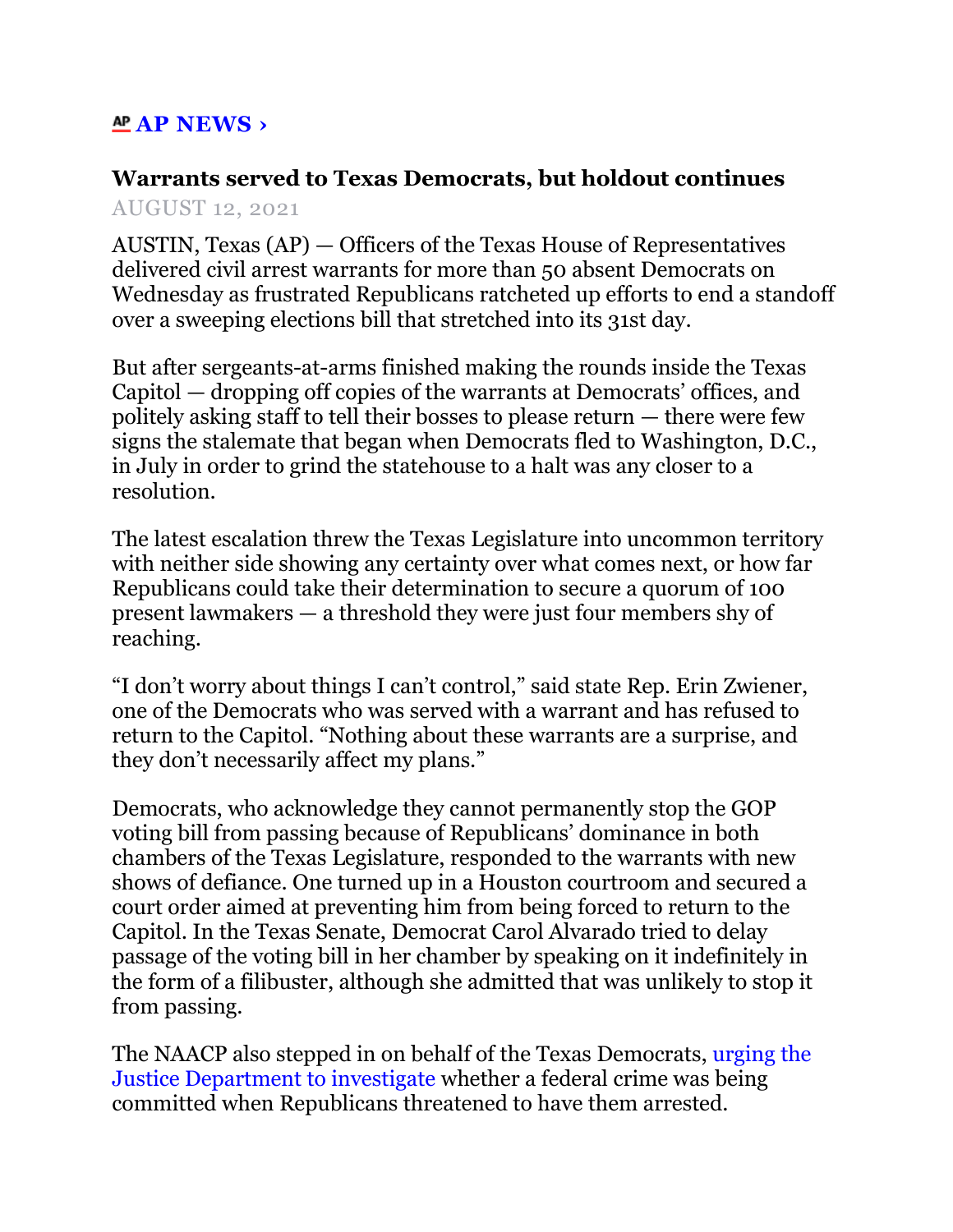**AP NEWS ›**

### Warrants served to Texas Democrats, but holdout continues

AUGUST 12, 2021

AUSTIN, Texas (AP) — Officers of the Texas House of Representatives delivered civil arrest warrants for more than 50 absent Democrats on Wednesday as frustrated Republicans ratcheted up efforts to end a standoff over a sweeping elections bill that stretched into its 31st day.

But after sergeants-at-arms finished making the rounds inside the Texas Capitol — dropping off copies of the warrants at Democrats' offices, and politely asking staff to tell their bosses to please return — there were few signs the stalemate that began when Democrats fled to Washington, D.C., in July in order to grind the statehouse to a halt was any closer to a resolution.

The latest escalation threw the Texas Legislature into uncommon territory with neither side showing any certainty over what comes next, or how far Republicans could take their determination to secure a quorum of 100 present lawmakers — a threshold they were just four members shy of reaching.

"I don't worry about things I can't control," said state Rep. Erin Zwiener, one of the Democrats who was served with a warrant and has refused to return to the Capitol. "Nothing about these warrants are a surprise, and they don't necessarily affect my plans."

Democrats, who acknowledge they cannot permanently stop the GOP voting bill from passing because of Republicans' dominance in both chambers of the Texas Legislature, responded to the warrants with new shows of defiance. One turned up in a Houston courtroom and secured a court order aimed at preventing him from being forced to return to the Capitol. In the Texas Senate, Democrat Carol Alvarado tried to delay passage of the voting bill in her chamber by speaking on it indefinitely in the form of a filibuster, although she admitted that was unlikely to stop it from passing.

The NAACP also stepped in on behalf of the Texas Democrats, urging the Justice Department to investigate whether a federal crime was being committed when Republicans threatened to have them arrested.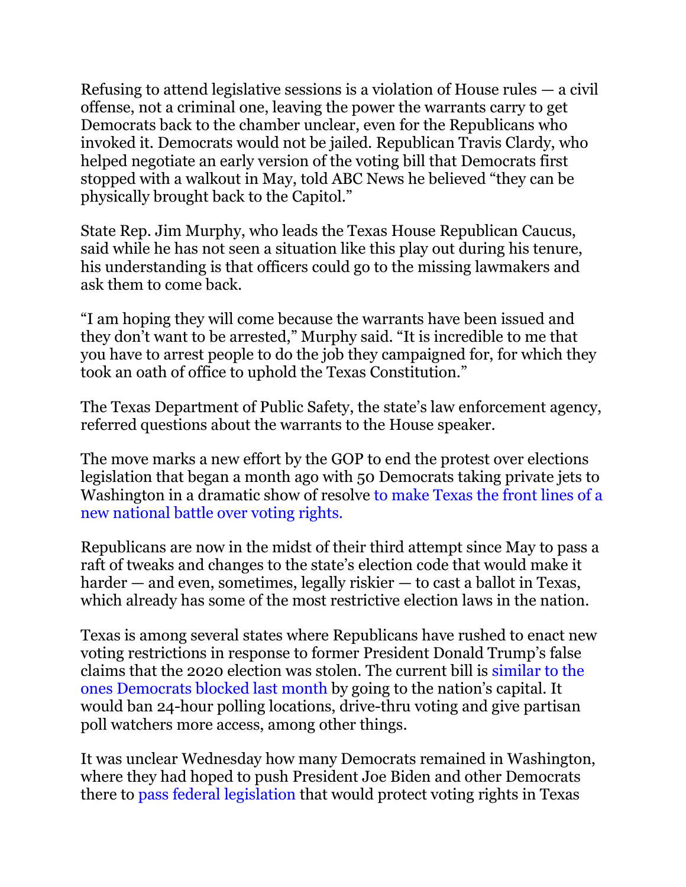Refusing to attend legislative sessions is a violation of House rules — a civil offense, not a criminal one, leaving the power the warrants carry to get Democrats back to the chamber unclear, even for the Republicans who invoked it. Democrats would not be jailed. Republican Travis Clardy, who helped negotiate an early version of the voting bill that Democrats first stopped with a walkout in May, told ABC News he believed "they can be physically brought back to the Capitol."

State Rep. Jim Murphy, who leads the Texas House Republican Caucus, said while he has not seen a situation like this play out during his tenure, his understanding is that officers could go to the missing lawmakers and ask them to come back.

"I am hoping they will come because the warrants have been issued and they don't want to be arrested," Murphy said. "It is incredible to me that you have to arrest people to do the job they campaigned for, for which they took an oath of office to uphold the Texas Constitution."

The Texas Department of Public Safety, the state's law enforcement agency, referred questions about the warrants to the House speaker.

The move marks a new effort by the GOP to end the protest over elections legislation that began a month ago with 50 Democrats taking private jets to Washington in a dramatic show of resolve to make Texas the front lines of a new national battle over voting rights.

Republicans are now in the midst of their third attempt since May to pass a raft of tweaks and changes to the state's election code that would make it harder — and even, sometimes, legally riskier — to cast a ballot in Texas, which already has some of the most restrictive election laws in the nation.

Texas is among several states where Republicans have rushed to enact new voting restrictions in response to former President Donald Trump's false claims that the 2020 election was stolen. The current bill is similar to the ones Democrats blocked last month by going to the nation's capital. It would ban 24-hour polling locations, drive-thru voting and give partisan poll watchers more access, among other things.

It was unclear Wednesday how many Democrats remained in Washington, where they had hoped to push President Joe Biden and other Democrats there to pass federal legislation that would protect voting rights in Texas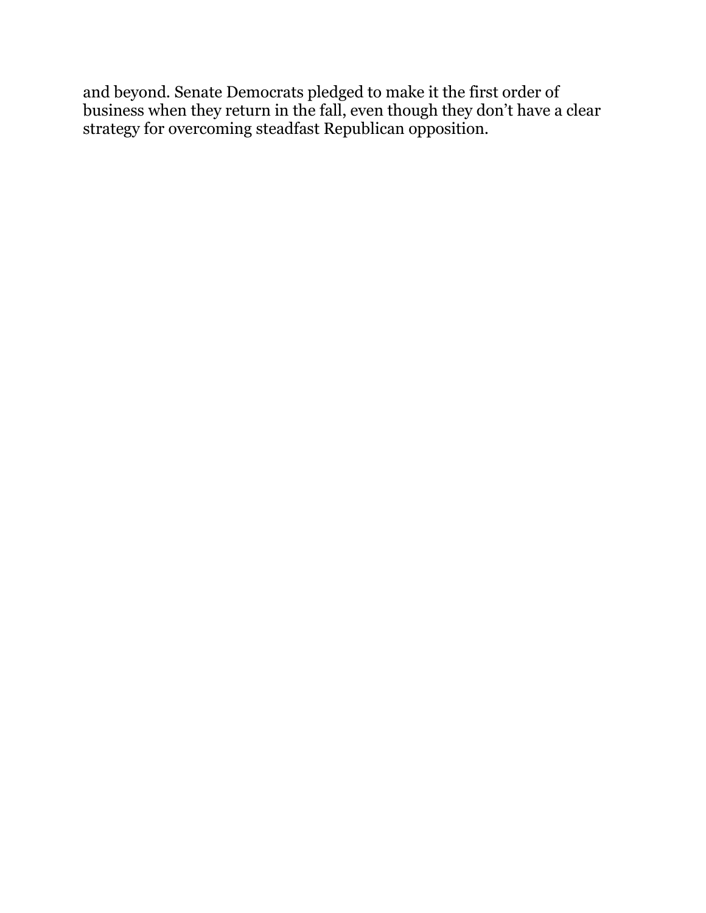and beyond. Senate Democrats pledged to make it the first order of business when they return in the fall, even though they don’t have a clear strategy for overcoming steadfast Republican opposition.